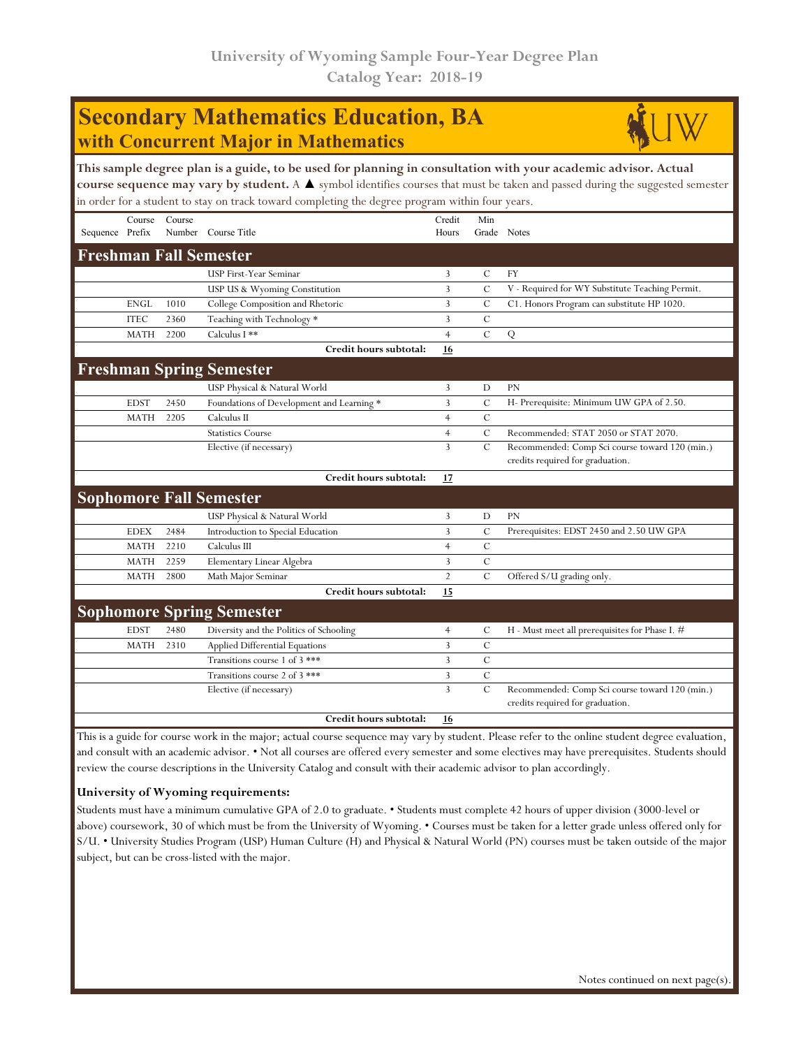# University of Wyoming Sample Four-Year Degree Plan
## Catalog Year: 2018-19

# Secondary Mathematics Education, BA
## with Concurrent Major in Mathematics

**This sample degree plan is a guide, to be used for planning in consultation with your academic advisor. Actual course sequence may vary by student.** A ▲ symbol identifies courses that must be taken and passed during the suggested semester in order for a student to stay on track toward completing the degree program within four years.

| Sequence | Course Prefix | Course Number | Course Title | Credit Hours | Min Grade | Notes |
|---|---|---|---|---|---|---|
| **Freshman Fall Semester** | | | | | | |
| | | | USP First-Year Seminar | 3 | C | FY |
| | | | USP US & Wyoming Constitution | 3 | C | V - Required for WY Substitute Teaching Permit. |
| | ENGL | 1010 | College Composition and Rhetoric | 3 | C | C1. Honors Program can substitute HP 1020. |
| | ITEC | 2360 | Teaching with Technology * | 3 | C | |
| | MATH | 2200 | Calculus I ** | 4 | C | Q |
| | | | **Credit hours subtotal:** | **16** | | |
| **Freshman Spring Semester** | | | | | | |
| | | | USP Physical & Natural World | 3 | D | PN |
| | EDST | 2450 | Foundations of Development and Learning * | 3 | C | H- Prerequisite: Minimum UW GPA of 2.50. |
| | MATH | 2205 | Calculus II | 4 | C | |
| | | | Statistics Course | 4 | C | Recommended: STAT 2050 or STAT 2070. |
| | | | Elective (if necessary) | 3 | C | Recommended: Comp Sci course toward 120 (min.) credits required for graduation. |
| | | | **Credit hours subtotal:** | **17** | | |
| **Sophomore Fall Semester** | | | | | | |
| | | | USP Physical & Natural World | 3 | D | PN |
| | EDEX | 2484 | Introduction to Special Education | 3 | C | Prerequisites: EDST 2450 and 2.50 UW GPA |
| | MATH | 2210 | Calculus III | 4 | C | |
| | MATH | 2259 | Elementary Linear Algebra | 3 | C | |
| | MATH | 2800 | Math Major Seminar | 2 | C | Offered S/U grading only. |
| | | | **Credit hours subtotal:** | **15** | | |
| **Sophomore Spring Semester** | | | | | | |
| | EDST | 2480 | Diversity and the Politics of Schooling | 4 | C | H - Must meet all prerequisites for Phase I. # |
| | MATH | 2310 | Applied Differential Equations | 3 | C | |
| | | | Transitions course 1 of 3 *** | 3 | C | |
| | | | Transitions course 2 of 3 *** | 3 | C | |
| | | | Elective (if necessary) | 3 | C | Recommended: Comp Sci course toward 120 (min.) credits required for graduation. |
| | | | **Credit hours subtotal:** | **16** | | |

This is a guide for course work in the major; actual course sequence may vary by student. Please refer to the online student degree evaluation, and consult with an academic advisor. • Not all courses are offered every semester and some electives may have prerequisites. Students should review the course descriptions in the University Catalog and consult with their academic advisor to plan accordingly.

**University of Wyoming requirements:**

Students must have a minimum cumulative GPA of 2.0 to graduate. • Students must complete 42 hours of upper division (3000-level or above) coursework, 30 of which must be from the University of Wyoming. • Courses must be taken for a letter grade unless offered only for S/U. • University Studies Program (USP) Human Culture (H) and Physical & Natural World (PN) courses must be taken outside of the major subject, but can be cross-listed with the major.

Notes continued on next page(s).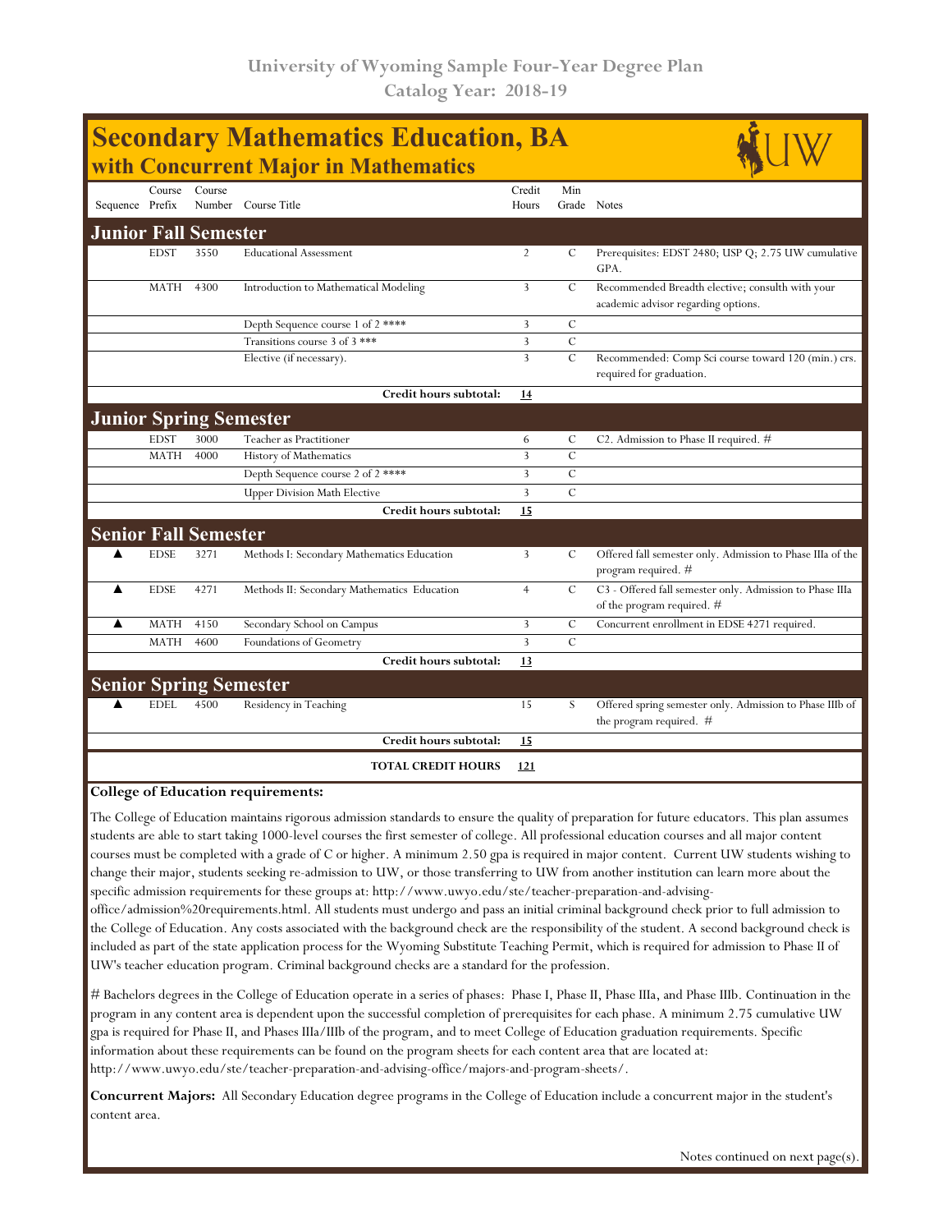University of Wyoming Sample Four-Year Degree Plan
Catalog Year: 2018-19

# Secondary Mathematics Education, BA
## with Concurrent Major in Mathematics

| Sequence | Course Prefix | Course Number | Course Title | Credit Hours | Min Grade | Notes |
|---|---|---|---|---|---|---|
| **Junior Fall Semester** | | | | | | |
| | EDST | 3550 | Educational Assessment | 2 | C | Prerequisites: EDST 2480; USP Q; 2.75 UW cumulative GPA. |
| | MATH | 4300 | Introduction to Mathematical Modeling | 3 | C | Recommended Breadth elective; consult with your academic advisor regarding options. |
| | | | Depth Sequence course 1 of 2 **** | 3 | C | |
| | | | Transitions course 3 of 3 *** | 3 | C | |
| | | | Elective (if necessary). | 3 | C | Recommended: Comp Sci course toward 120 (min.) crs. required for graduation. |
| | | | **Credit hours subtotal:** | **14** | | |
| **Junior Spring Semester** | | | | | | |
| | EDST | 3000 | Teacher as Practitioner | 6 | C | C2. Admission to Phase II required. # |
| | MATH | 4000 | History of Mathematics | 3 | C | |
| | | | Depth Sequence course 2 of 2 **** | 3 | C | |
| | | | Upper Division Math Elective | 3 | C | |
| | | | **Credit hours subtotal:** | **15** | | |
| **Senior Fall Semester** | | | | | | |
| ▲ | EDSE | 3271 | Methods I: Secondary Mathematics Education | 3 | C | Offered fall semester only. Admission to Phase IIIa of the program required. # |
| ▲ | EDSE | 4271 | Methods II: Secondary Mathematics Education | 4 | C | C3 - Offered fall semester only. Admission to Phase IIIa of the program required. # |
| ▲ | MATH | 4150 | Secondary School on Campus | 3 | C | Concurrent enrollment in EDSE 4271 required. |
| | MATH | 4600 | Foundations of Geometry | 3 | C | |
| | | | **Credit hours subtotal:** | **13** | | |
| **Senior Spring Semester** | | | | | | |
| ▲ | EDEL | 4500 | Residency in Teaching | 15 | S | Offered spring semester only. Admission to Phase IIIb of the program required. # |
| | | | **Credit hours subtotal:** | **15** | | |
| | | | **TOTAL CREDIT HOURS** | **121** | | |

**College of Education requirements:**

The College of Education maintains rigorous admission standards to ensure the quality of preparation for future educators. This plan assumes students are able to start taking 1000-level courses the first semester of college. All professional education courses and all major content courses must be completed with a grade of C or higher. A minimum 2.50 gpa is required in major content. Current UW students wishing to change their major, students seeking re-admission to UW, or those transferring to UW from another institution can learn more about the specific admission requirements for these groups at: http://www.uwyo.edu/ste/teacher-preparation-and-advising-office/admission%20requirements.html. All students must undergo and pass an initial criminal background check prior to full admission to the College of Education. Any costs associated with the background check are the responsibility of the student. A second background check is included as part of the state application process for the Wyoming Substitute Teaching Permit, which is required for admission to Phase II of UW's teacher education program. Criminal background checks are a standard for the profession.

# Bachelors degrees in the College of Education operate in a series of phases: Phase I, Phase II, Phase IIIa, and Phase IIIb. Continuation in the program in any content area is dependent upon the successful completion of prerequisites for each phase. A minimum 2.75 cumulative UW gpa is required for Phase II, and Phases IIIa/IIIb of the program, and to meet College of Education graduation requirements. Specific information about these requirements can be found on the program sheets for each content area that are located at: http://www.uwyo.edu/ste/teacher-preparation-and-advising-office/majors-and-program-sheets/.

**Concurrent Majors:** All Secondary Education degree programs in the College of Education include a concurrent major in the student's content area.

Notes continued on next page(s).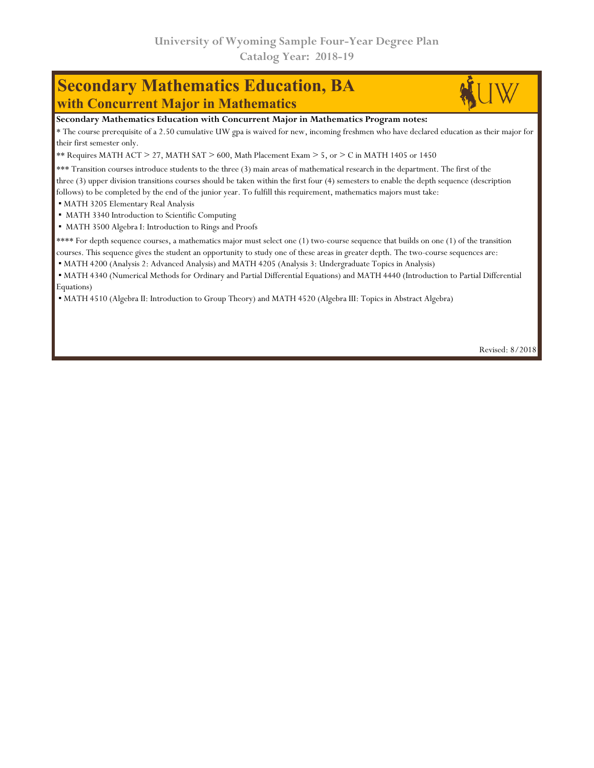University of Wyoming Sample Four-Year Degree Plan
Catalog Year: 2018-19

# Secondary Mathematics Education, BA
## with Concurrent Major in Mathematics

**Secondary Mathematics Education with Concurrent Major in Mathematics Program notes:**

* The course prerequisite of a 2.50 cumulative UW gpa is waived for new, incoming freshmen who have declared education as their major for their first semester only.

** Requires MATH ACT > 27, MATH SAT > 600, Math Placement Exam > 5, or > C in MATH 1405 or 1450

*** Transition courses introduce students to the three (3) main areas of mathematical research in the department. The first of the three (3) upper division transitions courses should be taken within the first four (4) semesters to enable the depth sequence (description follows) to be completed by the end of the junior year. To fulfill this requirement, mathematics majors must take:

- MATH 3205 Elementary Real Analysis
- MATH 3340 Introduction to Scientific Computing
- MATH 3500 Algebra I: Introduction to Rings and Proofs

**** For depth sequence courses, a mathematics major must select one (1) two-course sequence that builds on one (1) of the transition courses. This sequence gives the student an opportunity to study one of these areas in greater depth. The two-course sequences are:

- MATH 4200 (Analysis 2: Advanced Analysis) and MATH 4205 (Analysis 3: Undergraduate Topics in Analysis)
- MATH 4340 (Numerical Methods for Ordinary and Partial Differential Equations) and MATH 4440 (Introduction to Partial Differential Equations)
- MATH 4510 (Algebra II: Introduction to Group Theory) and MATH 4520 (Algebra III: Topics in Abstract Algebra)

Revised: 8/2018